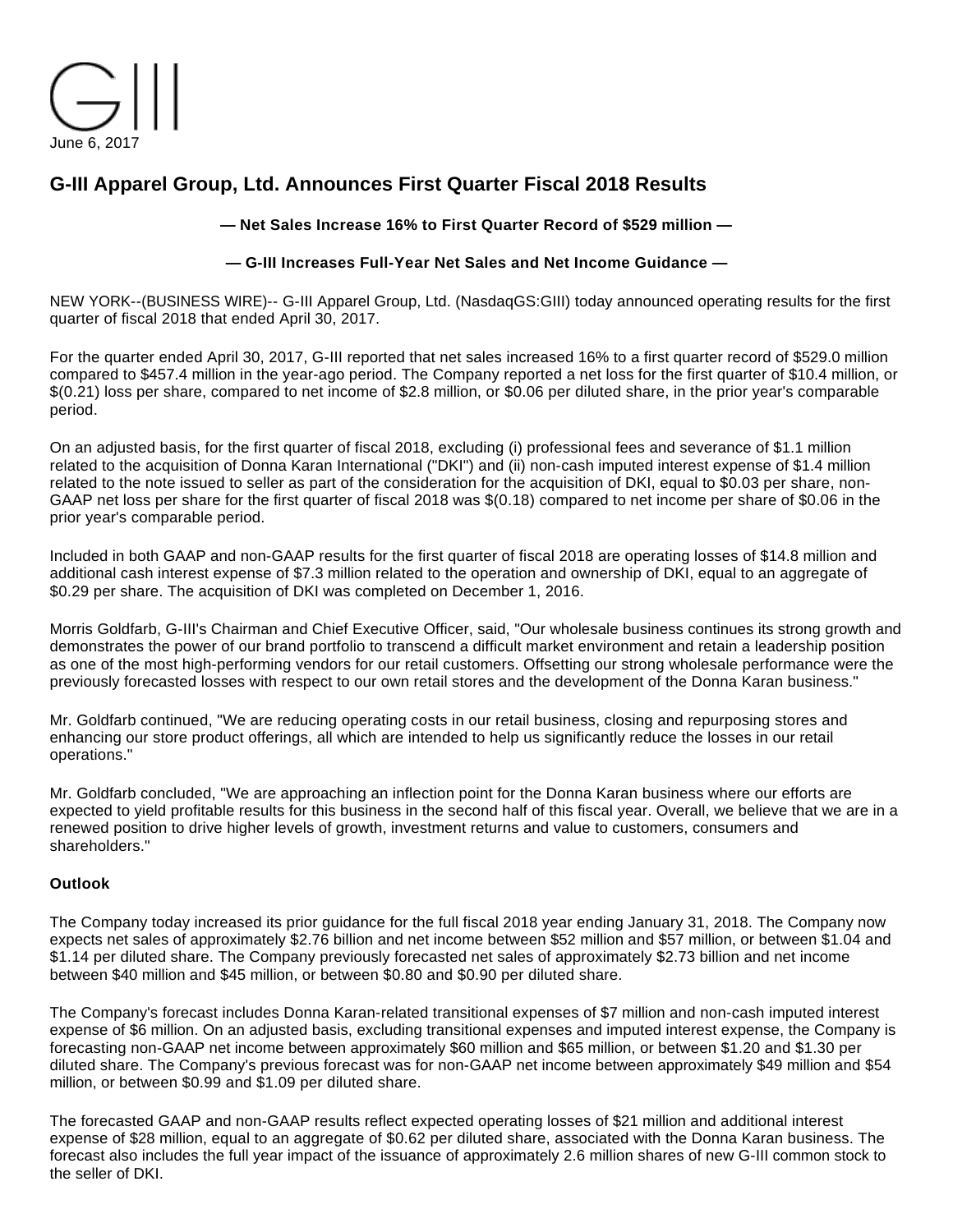G-III

June 6, 2017

# G-III Apparel Group, Ltd. Announces First Quarter Fiscal 2018 Results

**— Net Sales Increase 16% to First Quarter Record of $529 million —**

**— G-III Increases Full-Year Net Sales and Net Income Guidance —**

NEW YORK--(BUSINESS WIRE)-- G-III Apparel Group, Ltd. (NasdaqGS:GIII) today announced operating results for the first quarter of fiscal 2018 that ended April 30, 2017.

For the quarter ended April 30, 2017, G-III reported that net sales increased 16% to a first quarter record of $529.0 million compared to $457.4 million in the year-ago period. The Company reported a net loss for the first quarter of $10.4 million, or $(0.21) loss per share, compared to net income of $2.8 million, or $0.06 per diluted share, in the prior year's comparable period.

On an adjusted basis, for the first quarter of fiscal 2018, excluding (i) professional fees and severance of $1.1 million related to the acquisition of Donna Karan International ("DKI") and (ii) non-cash imputed interest expense of $1.4 million related to the note issued to seller as part of the consideration for the acquisition of DKI, equal to $0.03 per share, non-GAAP net loss per share for the first quarter of fiscal 2018 was $(0.18) compared to net income per share of $0.06 in the prior year's comparable period.

Included in both GAAP and non-GAAP results for the first quarter of fiscal 2018 are operating losses of $14.8 million and additional cash interest expense of $7.3 million related to the operation and ownership of DKI, equal to an aggregate of $0.29 per share. The acquisition of DKI was completed on December 1, 2016.

Morris Goldfarb, G-III's Chairman and Chief Executive Officer, said, "Our wholesale business continues its strong growth and demonstrates the power of our brand portfolio to transcend a difficult market environment and retain a leadership position as one of the most high-performing vendors for our retail customers. Offsetting our strong wholesale performance were the previously forecasted losses with respect to our own retail stores and the development of the Donna Karan business."

Mr. Goldfarb continued, "We are reducing operating costs in our retail business, closing and repurposing stores and enhancing our store product offerings, all which are intended to help us significantly reduce the losses in our retail operations."

Mr. Goldfarb concluded, "We are approaching an inflection point for the Donna Karan business where our efforts are expected to yield profitable results for this business in the second half of this fiscal year. Overall, we believe that we are in a renewed position to drive higher levels of growth, investment returns and value to customers, consumers and shareholders."

**Outlook**

The Company today increased its prior guidance for the full fiscal 2018 year ending January 31, 2018. The Company now expects net sales of approximately $2.76 billion and net income between $52 million and $57 million, or between $1.04 and $1.14 per diluted share. The Company previously forecasted net sales of approximately $2.73 billion and net income between $40 million and $45 million, or between $0.80 and $0.90 per diluted share.

The Company's forecast includes Donna Karan-related transitional expenses of $7 million and non-cash imputed interest expense of $6 million. On an adjusted basis, excluding transitional expenses and imputed interest expense, the Company is forecasting non-GAAP net income between approximately $60 million and $65 million, or between $1.20 and $1.30 per diluted share. The Company's previous forecast was for non-GAAP net income between approximately $49 million and $54 million, or between $0.99 and $1.09 per diluted share.

The forecasted GAAP and non-GAAP results reflect expected operating losses of $21 million and additional interest expense of $28 million, equal to an aggregate of $0.62 per diluted share, associated with the Donna Karan business. The forecast also includes the full year impact of the issuance of approximately 2.6 million shares of new G-III common stock to the seller of DKI.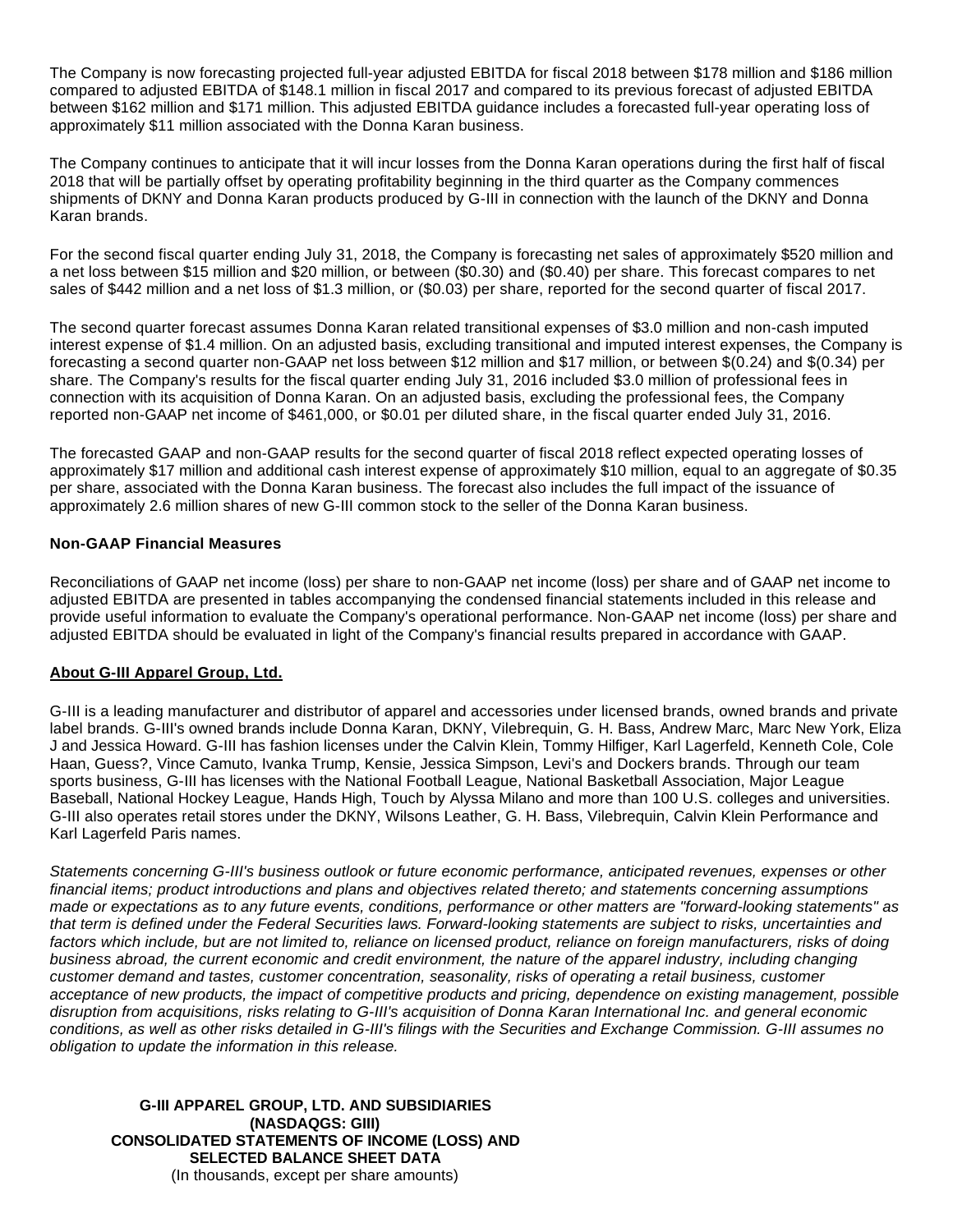The Company is now forecasting projected full-year adjusted EBITDA for fiscal 2018 between $178 million and $186 million compared to adjusted EBITDA of $148.1 million in fiscal 2017 and compared to its previous forecast of adjusted EBITDA between $162 million and $171 million. This adjusted EBITDA guidance includes a forecasted full-year operating loss of approximately $11 million associated with the Donna Karan business.

The Company continues to anticipate that it will incur losses from the Donna Karan operations during the first half of fiscal 2018 that will be partially offset by operating profitability beginning in the third quarter as the Company commences shipments of DKNY and Donna Karan products produced by G-III in connection with the launch of the DKNY and Donna Karan brands.

For the second fiscal quarter ending July 31, 2018, the Company is forecasting net sales of approximately $520 million and a net loss between $15 million and $20 million, or between ($0.30) and ($0.40) per share. This forecast compares to net sales of $442 million and a net loss of $1.3 million, or ($0.03) per share, reported for the second quarter of fiscal 2017.

The second quarter forecast assumes Donna Karan related transitional expenses of $3.0 million and non-cash imputed interest expense of $1.4 million. On an adjusted basis, excluding transitional and imputed interest expenses, the Company is forecasting a second quarter non-GAAP net loss between $12 million and $17 million, or between $(0.24) and $(0.34) per share. The Company's results for the fiscal quarter ending July 31, 2016 included $3.0 million of professional fees in connection with its acquisition of Donna Karan. On an adjusted basis, excluding the professional fees, the Company reported non-GAAP net income of $461,000, or $0.01 per diluted share, in the fiscal quarter ended July 31, 2016.

The forecasted GAAP and non-GAAP results for the second quarter of fiscal 2018 reflect expected operating losses of approximately $17 million and additional cash interest expense of approximately $10 million, equal to an aggregate of $0.35 per share, associated with the Donna Karan business. The forecast also includes the full impact of the issuance of approximately 2.6 million shares of new G-III common stock to the seller of the Donna Karan business.

**Non-GAAP Financial Measures**

Reconciliations of GAAP net income (loss) per share to non-GAAP net income (loss) per share and of GAAP net income to adjusted EBITDA are presented in tables accompanying the condensed financial statements included in this release and provide useful information to evaluate the Company's operational performance. Non-GAAP net income (loss) per share and adjusted EBITDA should be evaluated in light of the Company's financial results prepared in accordance with GAAP.

**About G-III Apparel Group, Ltd.**

G-III is a leading manufacturer and distributor of apparel and accessories under licensed brands, owned brands and private label brands. G-III's owned brands include Donna Karan, DKNY, Vilebrequin, G. H. Bass, Andrew Marc, Marc New York, Eliza J and Jessica Howard. G-III has fashion licenses under the Calvin Klein, Tommy Hilfiger, Karl Lagerfeld, Kenneth Cole, Cole Haan, Guess?, Vince Camuto, Ivanka Trump, Kensie, Jessica Simpson, Levi's and Dockers brands. Through our team sports business, G-III has licenses with the National Football League, National Basketball Association, Major League Baseball, National Hockey League, Hands High, Touch by Alyssa Milano and more than 100 U.S. colleges and universities. G-III also operates retail stores under the DKNY, Wilsons Leather, G. H. Bass, Vilebrequin, Calvin Klein Performance and Karl Lagerfeld Paris names.

*Statements concerning G-III's business outlook or future economic performance, anticipated revenues, expenses or other financial items; product introductions and plans and objectives related thereto; and statements concerning assumptions made or expectations as to any future events, conditions, performance or other matters are "forward-looking statements" as that term is defined under the Federal Securities laws. Forward-looking statements are subject to risks, uncertainties and factors which include, but are not limited to, reliance on licensed product, reliance on foreign manufacturers, risks of doing business abroad, the current economic and credit environment, the nature of the apparel industry, including changing customer demand and tastes, customer concentration, seasonality, risks of operating a retail business, customer acceptance of new products, the impact of competitive products and pricing, dependence on existing management, possible disruption from acquisitions, risks relating to G-III's acquisition of Donna Karan International Inc. and general economic conditions, as well as other risks detailed in G-III's filings with the Securities and Exchange Commission. G-III assumes no obligation to update the information in this release.*

**G-III APPAREL GROUP, LTD. AND SUBSIDIARIES**
**(NASDAQGS: GIII)**
**CONSOLIDATED STATEMENTS OF INCOME (LOSS) AND SELECTED BALANCE SHEET DATA**
(In thousands, except per share amounts)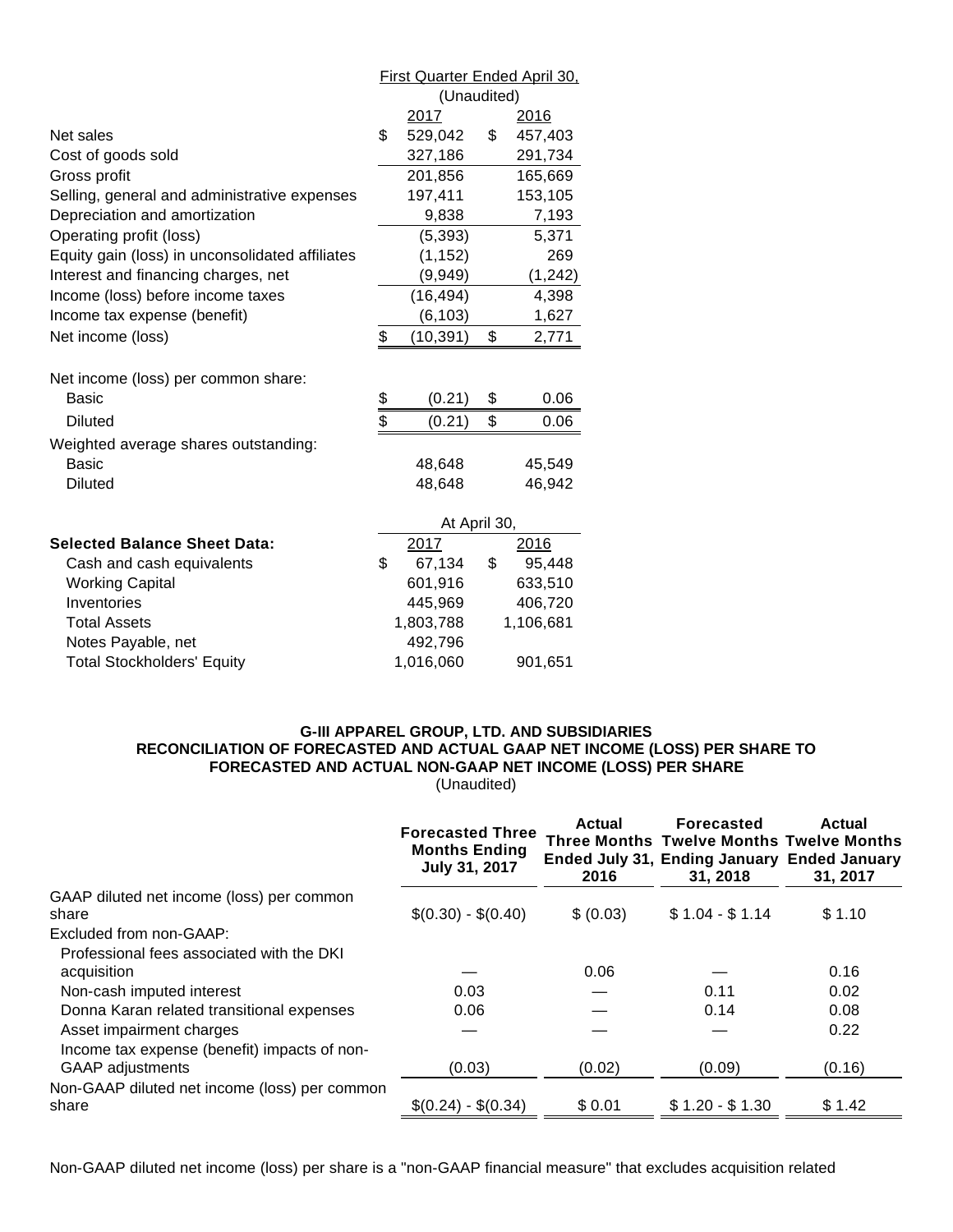| | First Quarter Ended April 30, | |
|---|---|---|
| | (Unaudited) | |
| | 2017 | 2016 |
| Net sales | $ 529,042 | $ 457,403 |
| Cost of goods sold | 327,186 | 291,734 |
| Gross profit | 201,856 | 165,669 |
| Selling, general and administrative expenses | 197,411 | 153,105 |
| Depreciation and amortization | 9,838 | 7,193 |
| Operating profit (loss) | (5,393) | 5,371 |
| Equity gain (loss) in unconsolidated affiliates | (1,152) | 269 |
| Interest and financing charges, net | (9,949) | (1,242) |
| Income (loss) before income taxes | (16,494) | 4,398 |
| Income tax expense (benefit) | (6,103) | 1,627 |
| Net income (loss) | $ (10,391) | $ 2,771 |
| | | |
| Net income (loss) per common share: | | |
| Basic | $ (0.21) | $ 0.06 |
| Diluted | $ (0.21) | $ 0.06 |
| Weighted average shares outstanding: | | |
| Basic | 48,648 | 45,549 |
| Diluted | 48,648 | 46,942 |

| | At April 30, | |
|---|---|---|
| **Selected Balance Sheet Data:** | 2017 | 2016 |
| Cash and cash equivalents | $ 67,134 | $ 95,448 |
| Working Capital | 601,916 | 633,510 |
| Inventories | 445,969 | 406,720 |
| Total Assets | 1,803,788 | 1,106,681 |
| Notes Payable, net | 492,796 | |
| Total Stockholders' Equity | 1,016,060 | 901,651 |

**G-III APPAREL GROUP, LTD. AND SUBSIDIARIES**
**RECONCILIATION OF FORECASTED AND ACTUAL GAAP NET INCOME (LOSS) PER SHARE TO FORECASTED AND ACTUAL NON-GAAP NET INCOME (LOSS) PER SHARE**
(Unaudited)

| | Forecasted Three Months Ending July 31, 2017 | Actual Three Months Ended July 31, 2016 | Forecasted Twelve Months Ending January 31, 2018 | Actual Twelve Months Ended January 31, 2017 |
|---|---|---|---|---|
| GAAP diluted net income (loss) per common share | $(0.30) - $(0.40) | $ (0.03) | $ 1.04 - $ 1.14 | $ 1.10 |
| Excluded from non-GAAP: | | | | |
| Professional fees associated with the DKI acquisition | — | 0.06 | — | 0.16 |
| Non-cash imputed interest | 0.03 | — | 0.11 | 0.02 |
| Donna Karan related transitional expenses | 0.06 | — | 0.14 | 0.08 |
| Asset impairment charges | — | — | — | 0.22 |
| Income tax expense (benefit) impacts of non-GAAP adjustments | (0.03) | (0.02) | (0.09) | (0.16) |
| Non-GAAP diluted net income (loss) per common share | $(0.24) - $(0.34) | $ 0.01 | $ 1.20 - $ 1.30 | $ 1.42 |

Non-GAAP diluted net income (loss) per share is a "non-GAAP financial measure" that excludes acquisition related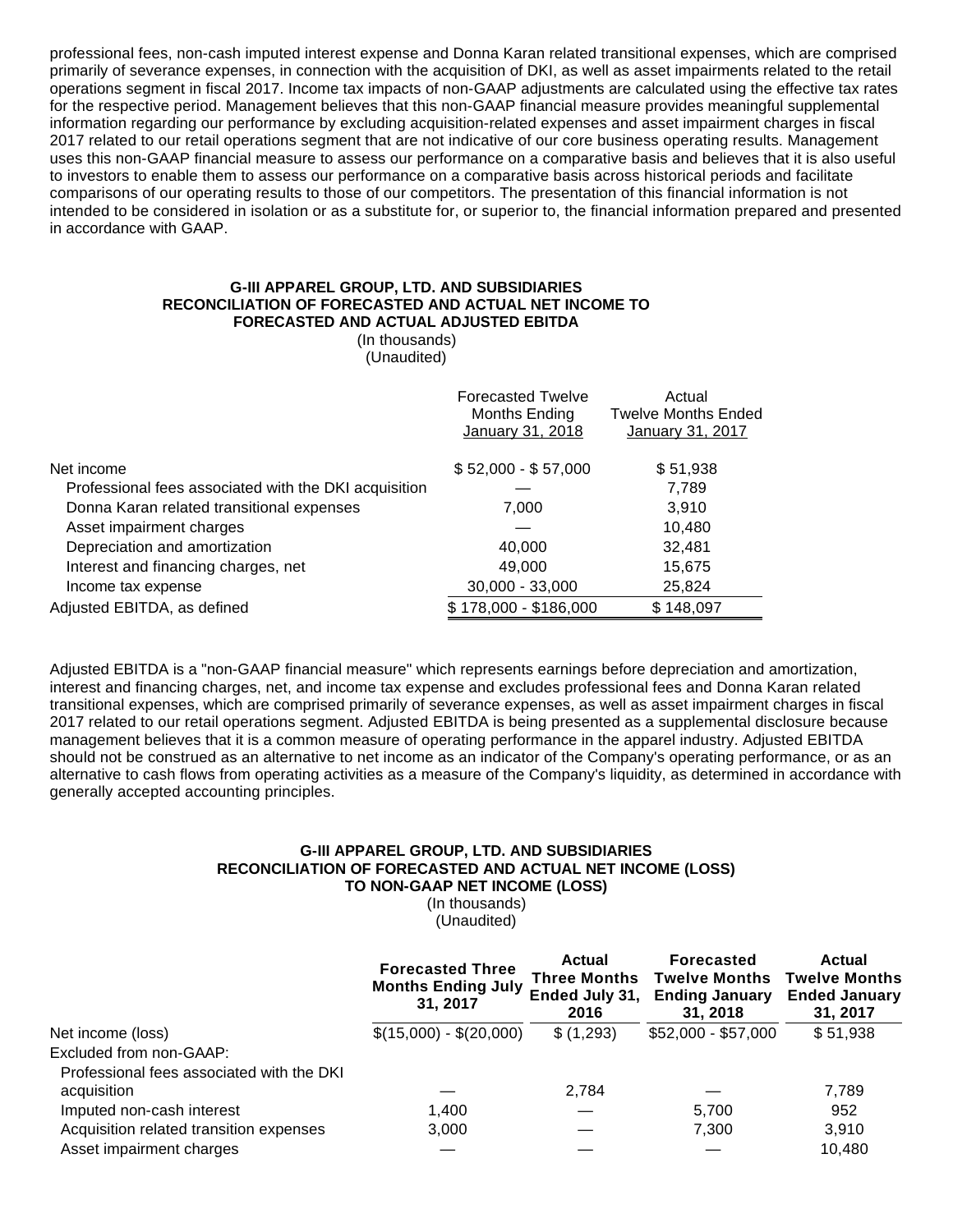professional fees, non-cash imputed interest expense and Donna Karan related transitional expenses, which are comprised primarily of severance expenses, in connection with the acquisition of DKI, as well as asset impairments related to the retail operations segment in fiscal 2017. Income tax impacts of non-GAAP adjustments are calculated using the effective tax rates for the respective period. Management believes that this non-GAAP financial measure provides meaningful supplemental information regarding our performance by excluding acquisition-related expenses and asset impairment charges in fiscal 2017 related to our retail operations segment that are not indicative of our core business operating results. Management uses this non-GAAP financial measure to assess our performance on a comparative basis and believes that it is also useful to investors to enable them to assess our performance on a comparative basis across historical periods and facilitate comparisons of our operating results to those of our competitors. The presentation of this financial information is not intended to be considered in isolation or as a substitute for, or superior to, the financial information prepared and presented in accordance with GAAP.

**G-III APPAREL GROUP, LTD. AND SUBSIDIARIES**
**RECONCILIATION OF FORECASTED AND ACTUAL NET INCOME TO FORECASTED AND ACTUAL ADJUSTED EBITDA**
(In thousands)
(Unaudited)

| | Forecasted Twelve Months Ending January 31, 2018 | Actual Twelve Months Ended January 31, 2017 |
|---|---|---|
| Net income | $ 52,000 - $ 57,000 | $ 51,938 |
| Professional fees associated with the DKI acquisition | — | 7,789 |
| Donna Karan related transitional expenses | 7,000 | 3,910 |
| Asset impairment charges | — | 10,480 |
| Depreciation and amortization | 40,000 | 32,481 |
| Interest and financing charges, net | 49,000 | 15,675 |
| Income tax expense | 30,000 - 33,000 | 25,824 |
| Adjusted EBITDA, as defined | $ 178,000 - $186,000 | $ 148,097 |

Adjusted EBITDA is a "non-GAAP financial measure" which represents earnings before depreciation and amortization, interest and financing charges, net, and income tax expense and excludes professional fees and Donna Karan related transitional expenses, which are comprised primarily of severance expenses, as well as asset impairment charges in fiscal 2017 related to our retail operations segment. Adjusted EBITDA is being presented as a supplemental disclosure because management believes that it is a common measure of operating performance in the apparel industry. Adjusted EBITDA should not be construed as an alternative to net income as an indicator of the Company's operating performance, or as an alternative to cash flows from operating activities as a measure of the Company's liquidity, as determined in accordance with generally accepted accounting principles.

**G-III APPAREL GROUP, LTD. AND SUBSIDIARIES**
**RECONCILIATION OF FORECASTED AND ACTUAL NET INCOME (LOSS) TO NON-GAAP NET INCOME (LOSS)**
(In thousands)
(Unaudited)

| | **Forecasted Three Months Ending July 31, 2017** | **Actual Three Months Ended July 31, 2016** | **Forecasted Twelve Months Ending January 31, 2018** | **Actual Twelve Months Ended January 31, 2017** |
|---|---|---|---|---|
| Net income (loss) | $(15,000) - $(20,000) | $ (1,293) | $52,000 - $57,000 | $ 51,938 |
| Excluded from non-GAAP: | | | | |
| Professional fees associated with the DKI acquisition | — | 2,784 | — | 7,789 |
| Imputed non-cash interest | 1,400 | — | 5,700 | 952 |
| Acquisition related transition expenses | 3,000 | — | 7,300 | 3,910 |
| Asset impairment charges | — | — | — | 10,480 |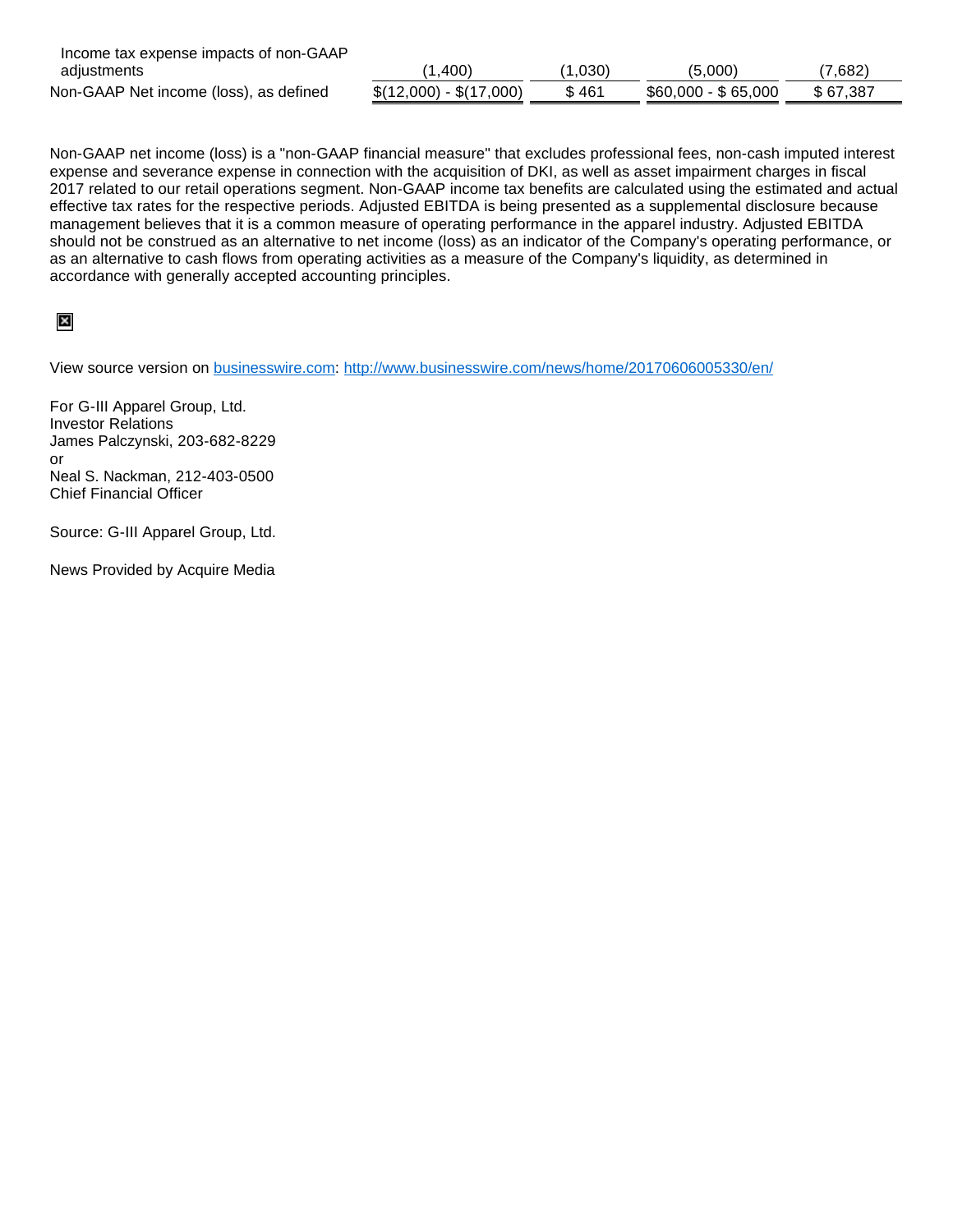| | | | | |
|---|---|---|---|---|
| Income tax expense impacts of non-GAAP adjustments | (1,400) | (1,030) | (5,000) | (7,682) |
| Non-GAAP Net income (loss), as defined | $(12,000) - $(17,000) | $ 461 | $60,000 - $ 65,000 | $ 67,387 |

Non-GAAP net income (loss) is a "non-GAAP financial measure" that excludes professional fees, non-cash imputed interest expense and severance expense in connection with the acquisition of DKI, as well as asset impairment charges in fiscal 2017 related to our retail operations segment. Non-GAAP income tax benefits are calculated using the estimated and actual effective tax rates for the respective periods. Adjusted EBITDA is being presented as a supplemental disclosure because management believes that it is a common measure of operating performance in the apparel industry. Adjusted EBITDA should not be construed as an alternative to net income (loss) as an indicator of the Company's operating performance, or as an alternative to cash flows from operating activities as a measure of the Company's liquidity, as determined in accordance with generally accepted accounting principles.

View source version on businesswire.com: http://www.businesswire.com/news/home/20170606005330/en/

For G-III Apparel Group, Ltd.
Investor Relations
James Palczynski, 203-682-8229
or
Neal S. Nackman, 212-403-0500
Chief Financial Officer

Source: G-III Apparel Group, Ltd.

News Provided by Acquire Media